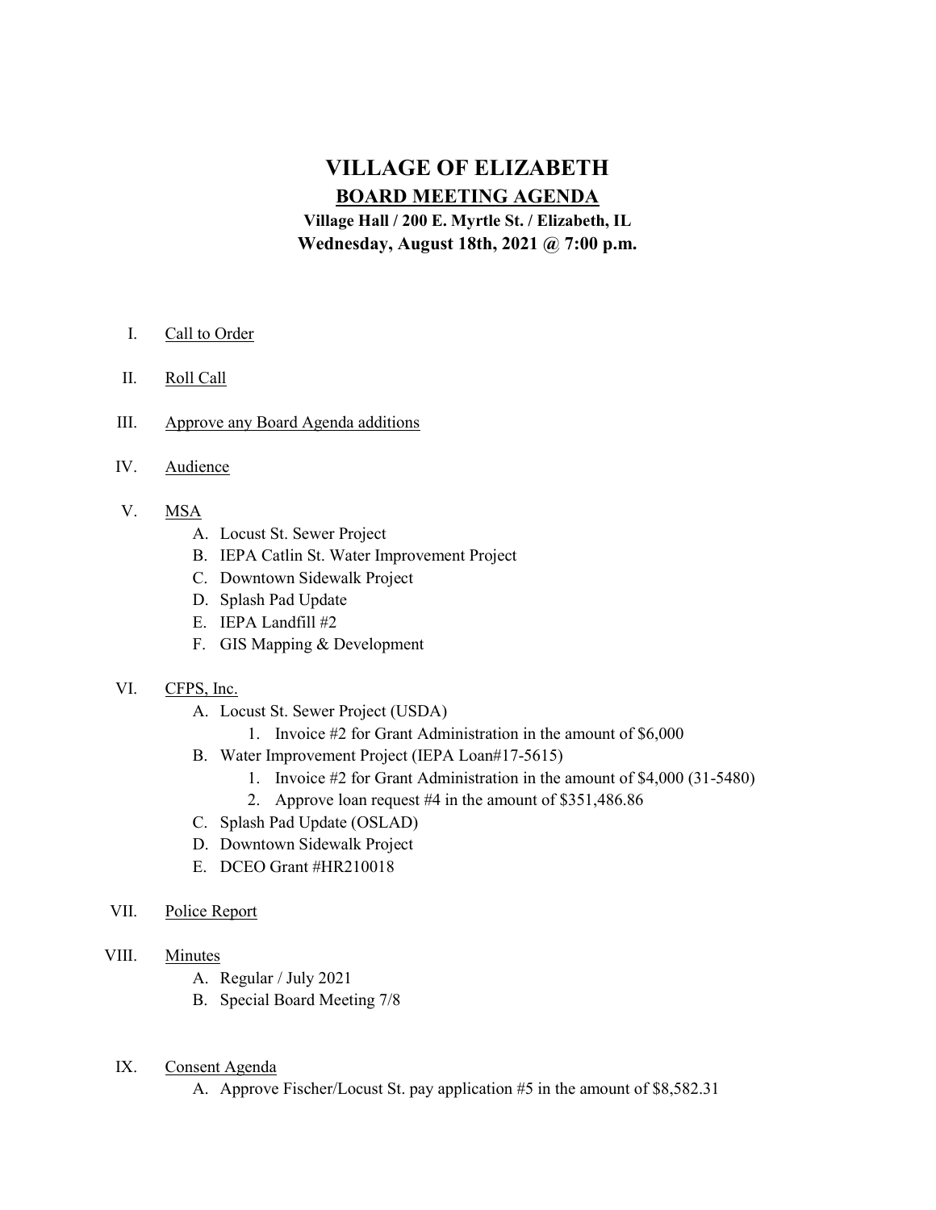# VILLAGE OF ELIZABETH

## BOARD MEETING AGENDA

**Village Hall / 200 E. Myrtle St. / Elizabeth, IL**

**Wednesday, August 18th, 2021 @ 7:00 p.m.**

I. Call to Order

II. Roll Call

III. Approve any Board Agenda additions

IV. Audience

V. MSA
   - A. Locust St. Sewer Project
   - B. IEPA Catlin St. Water Improvement Project
   - C. Downtown Sidewalk Project
   - D. Splash Pad Update
   - E. IEPA Landfill #2
   - F. GIS Mapping & Development

VI. CFPS, Inc.
   - A. Locust St. Sewer Project (USDA)
     1. Invoice #2 for Grant Administration in the amount of $6,000
   - B. Water Improvement Project (IEPA Loan#17-5615)
     1. Invoice #2 for Grant Administration in the amount of $4,000 (31-5480)
     2. Approve loan request #4 in the amount of $351,486.86
   - C. Splash Pad Update (OSLAD)
   - D. Downtown Sidewalk Project
   - E. DCEO Grant #HR210018

VII. Police Report

VIII. Minutes
   - A. Regular / July 2021
   - B. Special Board Meeting 7/8

IX. Consent Agenda
   - A. Approve Fischer/Locust St. pay application #5 in the amount of $8,582.31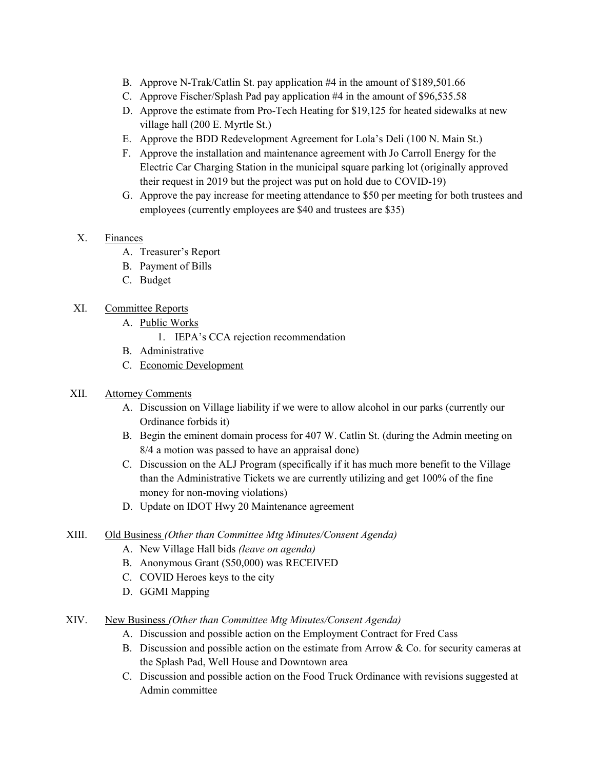B. Approve N-Trak/Catlin St. pay application #4 in the amount of $189,501.66
C. Approve Fischer/Splash Pad pay application #4 in the amount of $96,535.58
D. Approve the estimate from Pro-Tech Heating for $19,125 for heated sidewalks at new village hall (200 E. Myrtle St.)
E. Approve the BDD Redevelopment Agreement for Lola's Deli (100 N. Main St.)
F. Approve the installation and maintenance agreement with Jo Carroll Energy for the Electric Car Charging Station in the municipal square parking lot (originally approved their request in 2019 but the project was put on hold due to COVID-19)
G. Approve the pay increase for meeting attendance to $50 per meeting for both trustees and employees (currently employees are $40 and trustees are $35)

X. Finances
   A. Treasurer's Report
   B. Payment of Bills
   C. Budget

XI. Committee Reports
   A. Public Works
      1. IEPA's CCA rejection recommendation
   B. Administrative
   C. Economic Development

XII. Attorney Comments
   A. Discussion on Village liability if we were to allow alcohol in our parks (currently our Ordinance forbids it)
   B. Begin the eminent domain process for 407 W. Catlin St. (during the Admin meeting on 8/4 a motion was passed to have an appraisal done)
   C. Discussion on the ALJ Program (specifically if it has much more benefit to the Village than the Administrative Tickets we are currently utilizing and get 100% of the fine money for non-moving violations)
   D. Update on IDOT Hwy 20 Maintenance agreement

XIII. Old Business *(Other than Committee Mtg Minutes/Consent Agenda)*
   A. New Village Hall bids *(leave on agenda)*
   B. Anonymous Grant ($50,000) was RECEIVED
   C. COVID Heroes keys to the city
   D. GGMI Mapping

XIV. New Business *(Other than Committee Mtg Minutes/Consent Agenda)*
   A. Discussion and possible action on the Employment Contract for Fred Cass
   B. Discussion and possible action on the estimate from Arrow & Co. for security cameras at the Splash Pad, Well House and Downtown area
   C. Discussion and possible action on the Food Truck Ordinance with revisions suggested at Admin committee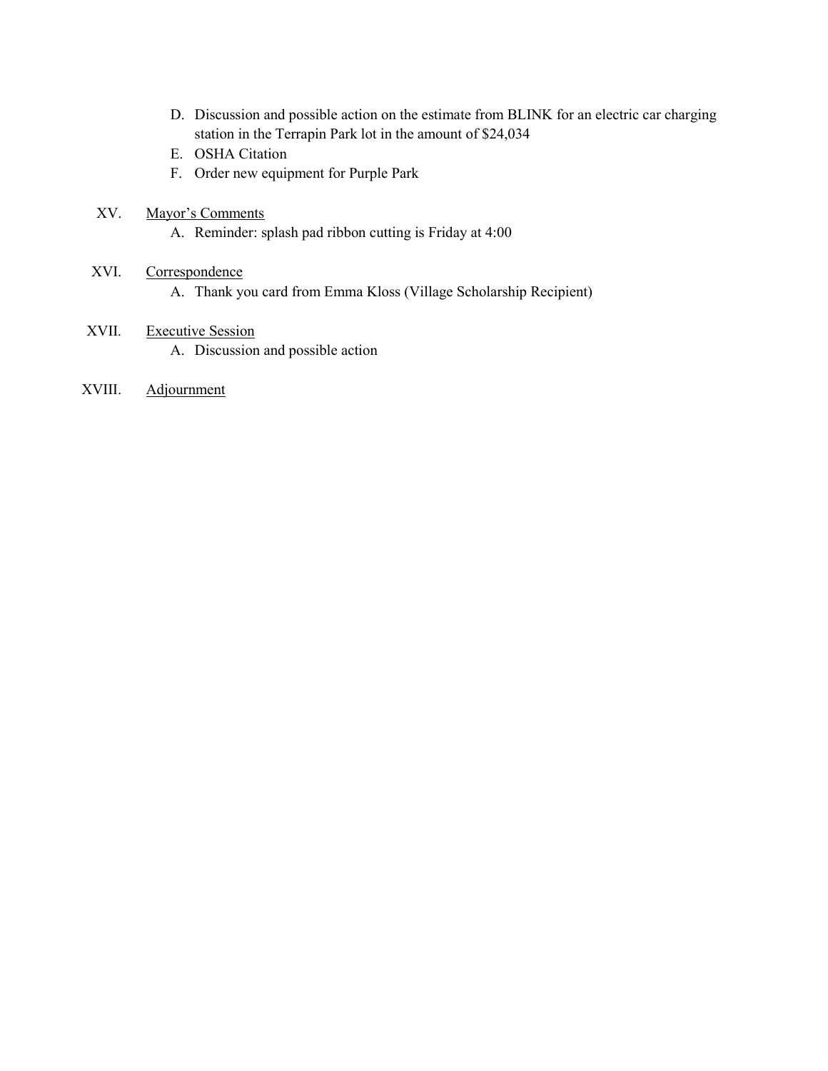D. Discussion and possible action on the estimate from BLINK for an electric car charging station in the Terrapin Park lot in the amount of $24,034
E. OSHA Citation
F. Order new equipment for Purple Park

XV. Mayor's Comments
   A. Reminder: splash pad ribbon cutting is Friday at 4:00

XVI. Correspondence
   A. Thank you card from Emma Kloss (Village Scholarship Recipient)

XVII. Executive Session
   A. Discussion and possible action

XVIII. Adjournment